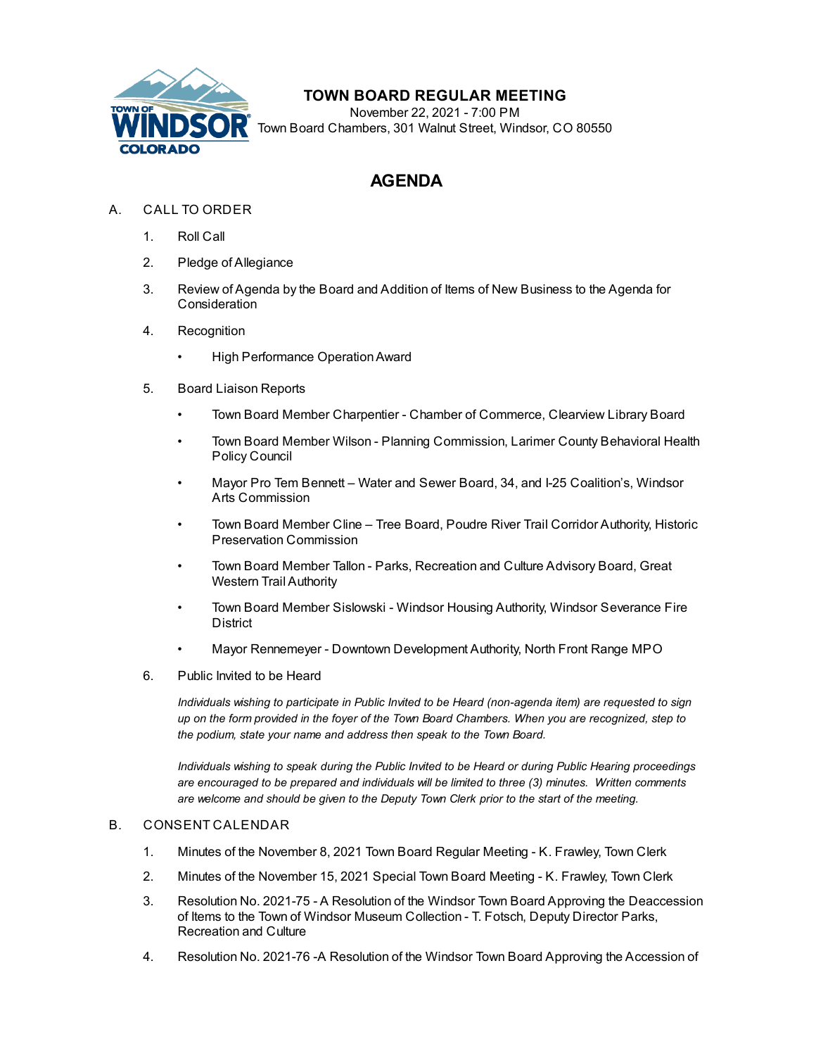# TOWN BOARD REGULAR MEETING

November 22, 2021 - 7:00 PM

Town Board Chambers, 301 Walnut Street, Windsor, CO 80550

## AGENDA

A. CALL TO ORDER

1. Roll Call
2. Pledge of Allegiance
3. Review of Agenda by the Board and Addition of Items of New Business to the Agenda for Consideration
4. Recognition
   - High Performance Operation Award
5. Board Liaison Reports
   - Town Board Member Charpentier - Chamber of Commerce, Clearview Library Board
   - Town Board Member Wilson - Planning Commission, Larimer County Behavioral Health Policy Council
   - Mayor Pro Tem Bennett – Water and Sewer Board, 34, and I-25 Coalition's, Windsor Arts Commission
   - Town Board Member Cline – Tree Board, Poudre River Trail Corridor Authority, Historic Preservation Commission
   - Town Board Member Tallon - Parks, Recreation and Culture Advisory Board, Great Western Trail Authority
   - Town Board Member Sislowski - Windsor Housing Authority, Windsor Severance Fire District
   - Mayor Rennemeyer - Downtown Development Authority, North Front Range MPO
6. Public Invited to be Heard

   *Individuals wishing to participate in Public Invited to be Heard (non-agenda item) are requested to sign up on the form provided in the foyer of the Town Board Chambers. When you are recognized, step to the podium, state your name and address then speak to the Town Board.*

   *Individuals wishing to speak during the Public Invited to be Heard or during Public Hearing proceedings are encouraged to be prepared and individuals will be limited to three (3) minutes. Written comments are welcome and should be given to the Deputy Town Clerk prior to the start of the meeting.*

B. CONSENT CALENDAR

1. Minutes of the November 8, 2021 Town Board Regular Meeting - K. Frawley, Town Clerk
2. Minutes of the November 15, 2021 Special Town Board Meeting - K. Frawley, Town Clerk
3. Resolution No. 2021-75 - A Resolution of the Windsor Town Board Approving the Deaccession of Items to the Town of Windsor Museum Collection - T. Fotsch, Deputy Director Parks, Recreation and Culture
4. Resolution No. 2021-76 -A Resolution of the Windsor Town Board Approving the Accession of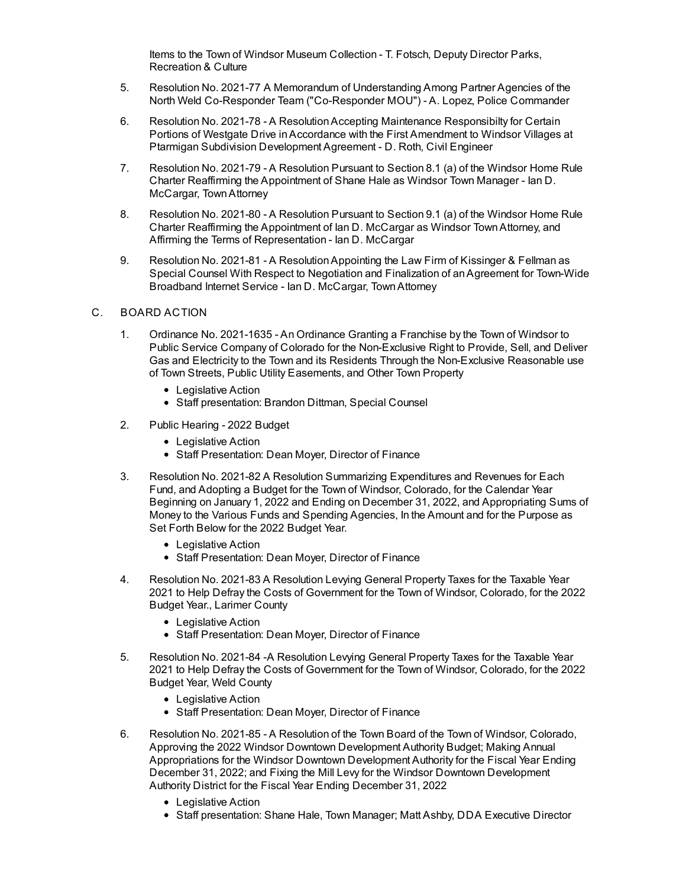Items to the Town of Windsor Museum Collection - T. Fotsch, Deputy Director Parks, Recreation & Culture

5. Resolution No. 2021-77 A Memorandum of Understanding Among Partner Agencies of the North Weld Co-Responder Team ("Co-Responder MOU") - A. Lopez, Police Commander

6. Resolution No. 2021-78 - A Resolution Accepting Maintenance Responsibilty for Certain Portions of Westgate Drive in Accordance with the First Amendment to Windsor Villages at Ptarmigan Subdivision Development Agreement - D. Roth, Civil Engineer

7. Resolution No. 2021-79 - A Resolution Pursuant to Section 8.1 (a) of the Windsor Home Rule Charter Reaffirming the Appointment of Shane Hale as Windsor Town Manager - Ian D. McCargar, Town Attorney

8. Resolution No. 2021-80 - A Resolution Pursuant to Section 9.1 (a) of the Windsor Home Rule Charter Reaffirming the Appointment of Ian D. McCargar as Windsor Town Attorney, and Affirming the Terms of Representation - Ian D. McCargar

9. Resolution No. 2021-81 - A Resolution Appointing the Law Firm of Kissinger & Fellman as Special Counsel With Respect to Negotiation and Finalization of an Agreement for Town-Wide Broadband Internet Service - Ian D. McCargar, Town Attorney

C. BOARD ACTION

1. Ordinance No. 2021-1635 - An Ordinance Granting a Franchise by the Town of Windsor to Public Service Company of Colorado for the Non-Exclusive Right to Provide, Sell, and Deliver Gas and Electricity to the Town and its Residents Through the Non-Exclusive Reasonable use of Town Streets, Public Utility Easements, and Other Town Property
   - Legislative Action
   - Staff presentation: Brandon Dittman, Special Counsel

2. Public Hearing - 2022 Budget
   - Legislative Action
   - Staff Presentation: Dean Moyer, Director of Finance

3. Resolution No. 2021-82 A Resolution Summarizing Expenditures and Revenues for Each Fund, and Adopting a Budget for the Town of Windsor, Colorado, for the Calendar Year Beginning on January 1, 2022 and Ending on December 31, 2022, and Appropriating Sums of Money to the Various Funds and Spending Agencies, In the Amount and for the Purpose as Set Forth Below for the 2022 Budget Year.
   - Legislative Action
   - Staff Presentation: Dean Moyer, Director of Finance

4. Resolution No. 2021-83 A Resolution Levying General Property Taxes for the Taxable Year 2021 to Help Defray the Costs of Government for the Town of Windsor, Colorado, for the 2022 Budget Year., Larimer County
   - Legislative Action
   - Staff Presentation: Dean Moyer, Director of Finance

5. Resolution No. 2021-84 -A Resolution Levying General Property Taxes for the Taxable Year 2021 to Help Defray the Costs of Government for the Town of Windsor, Colorado, for the 2022 Budget Year, Weld County
   - Legislative Action
   - Staff Presentation: Dean Moyer, Director of Finance

6. Resolution No. 2021-85 - A Resolution of the Town Board of the Town of Windsor, Colorado, Approving the 2022 Windsor Downtown Development Authority Budget; Making Annual Appropriations for the Windsor Downtown Development Authority for the Fiscal Year Ending December 31, 2022; and Fixing the Mill Levy for the Windsor Downtown Development Authority District for the Fiscal Year Ending December 31, 2022
   - Legislative Action
   - Staff presentation: Shane Hale, Town Manager; Matt Ashby, DDA Executive Director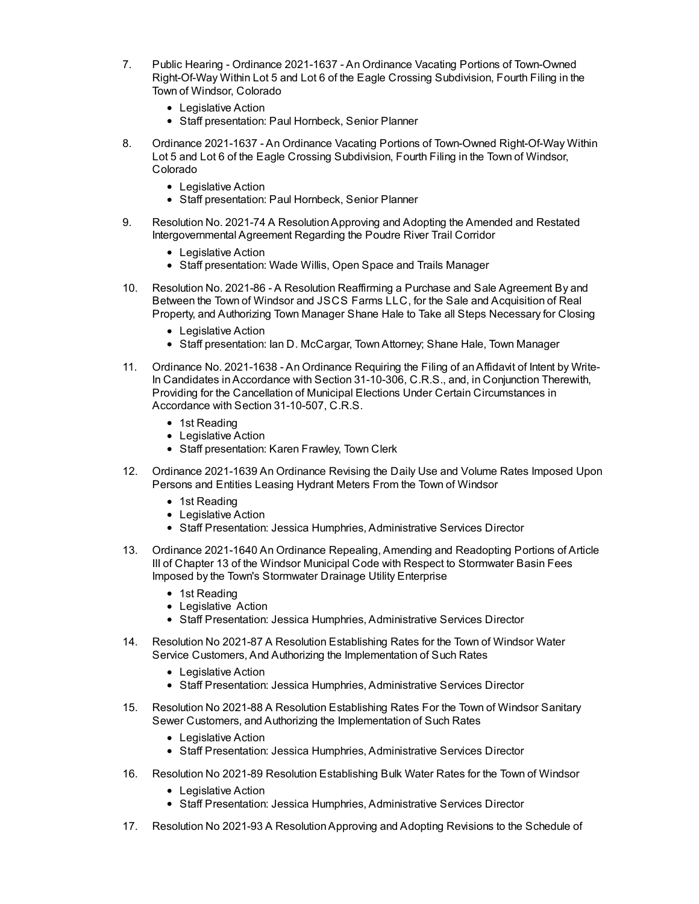7. Public Hearing - Ordinance 2021-1637 - An Ordinance Vacating Portions of Town-Owned Right-Of-Way Within Lot 5 and Lot 6 of the Eagle Crossing Subdivision, Fourth Filing in the Town of Windsor, Colorado
   - Legislative Action
   - Staff presentation: Paul Hornbeck, Senior Planner
8. Ordinance 2021-1637 - An Ordinance Vacating Portions of Town-Owned Right-Of-Way Within Lot 5 and Lot 6 of the Eagle Crossing Subdivision, Fourth Filing in the Town of Windsor, Colorado
   - Legislative Action
   - Staff presentation: Paul Hornbeck, Senior Planner
9. Resolution No. 2021-74 A Resolution Approving and Adopting the Amended and Restated Intergovernmental Agreement Regarding the Poudre River Trail Corridor
   - Legislative Action
   - Staff presentation: Wade Willis, Open Space and Trails Manager
10. Resolution No. 2021-86 - A Resolution Reaffirming a Purchase and Sale Agreement By and Between the Town of Windsor and JSCS Farms LLC, for the Sale and Acquisition of Real Property, and Authorizing Town Manager Shane Hale to Take all Steps Necessary for Closing
    - Legislative Action
    - Staff presentation: Ian D. McCargar, Town Attorney; Shane Hale, Town Manager
11. Ordinance No. 2021-1638 - An Ordinance Requiring the Filing of an Affidavit of Intent by Write-In Candidates in Accordance with Section 31-10-306, C.R.S., and, in Conjunction Therewith, Providing for the Cancellation of Municipal Elections Under Certain Circumstances in Accordance with Section 31-10-507, C.R.S.
    - 1st Reading
    - Legislative Action
    - Staff presentation: Karen Frawley, Town Clerk
12. Ordinance 2021-1639 An Ordinance Revising the Daily Use and Volume Rates Imposed Upon Persons and Entities Leasing Hydrant Meters From the Town of Windsor
    - 1st Reading
    - Legislative Action
    - Staff Presentation: Jessica Humphries, Administrative Services Director
13. Ordinance 2021-1640 An Ordinance Repealing, Amending and Readopting Portions of Article III of Chapter 13 of the Windsor Municipal Code with Respect to Stormwater Basin Fees Imposed by the Town's Stormwater Drainage Utility Enterprise
    - 1st Reading
    - Legislative Action
    - Staff Presentation: Jessica Humphries, Administrative Services Director
14. Resolution No 2021-87 A Resolution Establishing Rates for the Town of Windsor Water Service Customers, And Authorizing the Implementation of Such Rates
    - Legislative Action
    - Staff Presentation: Jessica Humphries, Administrative Services Director
15. Resolution No 2021-88 A Resolution Establishing Rates For the Town of Windsor Sanitary Sewer Customers, and Authorizing the Implementation of Such Rates
    - Legislative Action
    - Staff Presentation: Jessica Humphries, Administrative Services Director
16. Resolution No 2021-89 Resolution Establishing Bulk Water Rates for the Town of Windsor
    - Legislative Action
    - Staff Presentation: Jessica Humphries, Administrative Services Director
17. Resolution No 2021-93 A Resolution Approving and Adopting Revisions to the Schedule of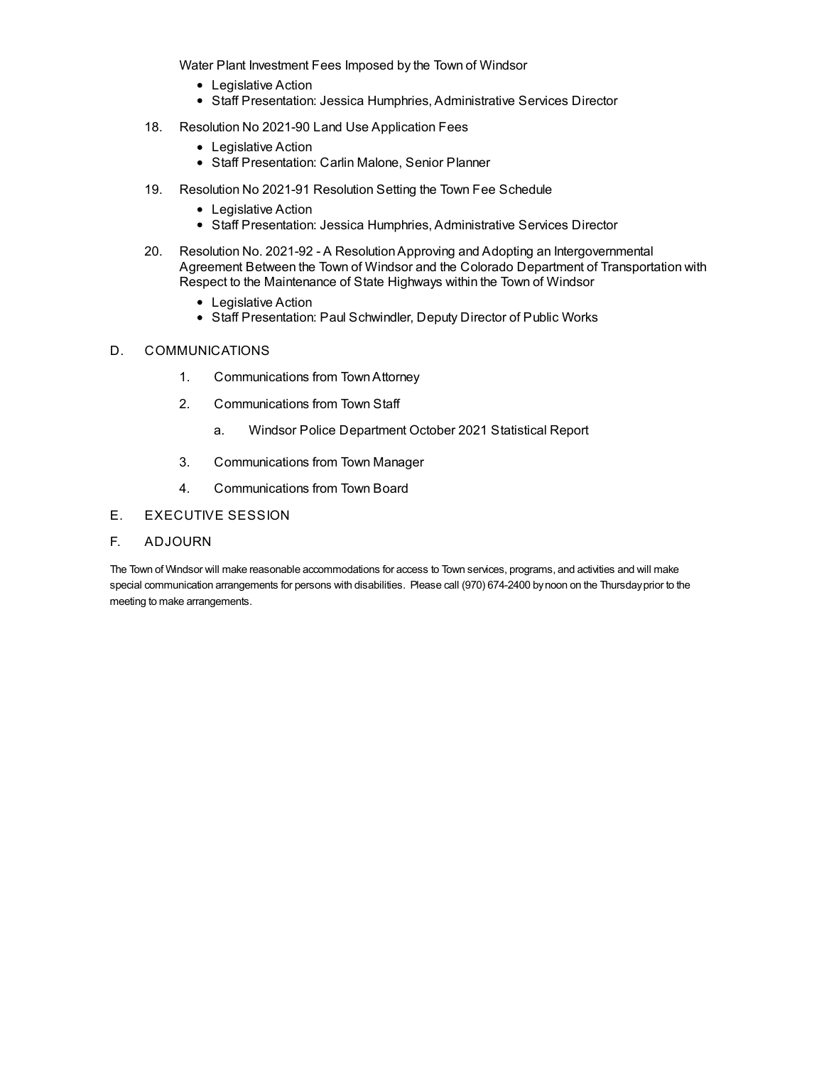Water Plant Investment Fees Imposed by the Town of Windsor

- Legislative Action
- Staff Presentation: Jessica Humphries, Administrative Services Director

18. Resolution No 2021-90 Land Use Application Fees
    - Legislative Action
    - Staff Presentation: Carlin Malone, Senior Planner

19. Resolution No 2021-91 Resolution Setting the Town Fee Schedule
    - Legislative Action
    - Staff Presentation: Jessica Humphries, Administrative Services Director

20. Resolution No. 2021-92 - A Resolution Approving and Adopting an Intergovernmental Agreement Between the Town of Windsor and the Colorado Department of Transportation with Respect to the Maintenance of State Highways within the Town of Windsor
    - Legislative Action
    - Staff Presentation: Paul Schwindler, Deputy Director of Public Works

## D. COMMUNICATIONS

1. Communications from Town Attorney
2. Communications from Town Staff
    a. Windsor Police Department October 2021 Statistical Report
3. Communications from Town Manager
4. Communications from Town Board

## E. EXECUTIVE SESSION

## F. ADJOURN

The Town of Windsor will make reasonable accommodations for access to Town services, programs, and activities and will make special communication arrangements for persons with disabilities. Please call (970) 674-2400 by noon on the Thursday prior to the meeting to make arrangements.